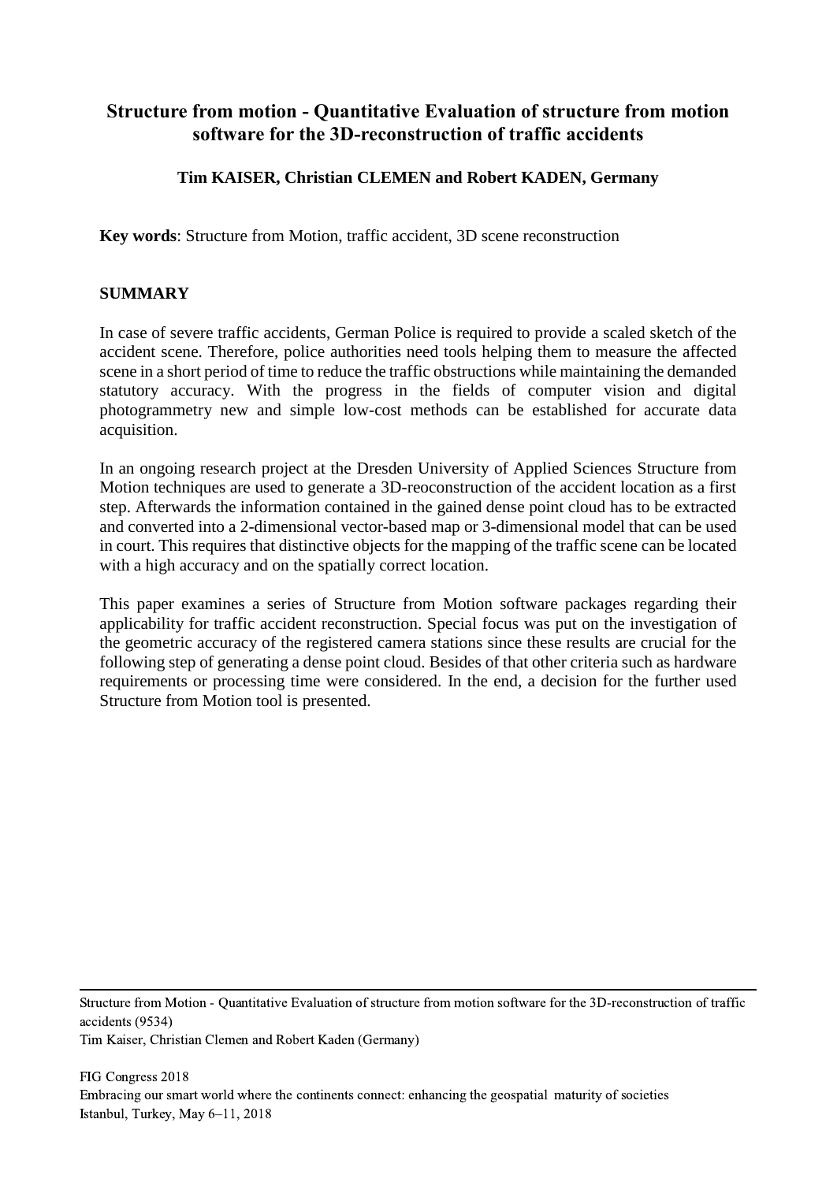# Structure from motion - Quantitative Evaluation of structure from motion software for the 3D-reconstruction of traffic accidents

**Tim KAISER, Christian CLEMEN and Robert KADEN, Germany**

**Key words**: Structure from Motion, traffic accident, 3D scene reconstruction

## SUMMARY

In case of severe traffic accidents, German Police is required to provide a scaled sketch of the accident scene. Therefore, police authorities need tools helping them to measure the affected scene in a short period of time to reduce the traffic obstructions while maintaining the demanded statutory accuracy. With the progress in the fields of computer vision and digital photogrammetry new and simple low-cost methods can be established for accurate data acquisition.

In an ongoing research project at the Dresden University of Applied Sciences Structure from Motion techniques are used to generate a 3D-reoconstruction of the accident location as a first step. Afterwards the information contained in the gained dense point cloud has to be extracted and converted into a 2-dimensional vector-based map or 3-dimensional model that can be used in court. This requires that distinctive objects for the mapping of the traffic scene can be located with a high accuracy and on the spatially correct location.

This paper examines a series of Structure from Motion software packages regarding their applicability for traffic accident reconstruction. Special focus was put on the investigation of the geometric accuracy of the registered camera stations since these results are crucial for the following step of generating a dense point cloud. Besides of that other criteria such as hardware requirements or processing time were considered. In the end, a decision for the further used Structure from Motion tool is presented.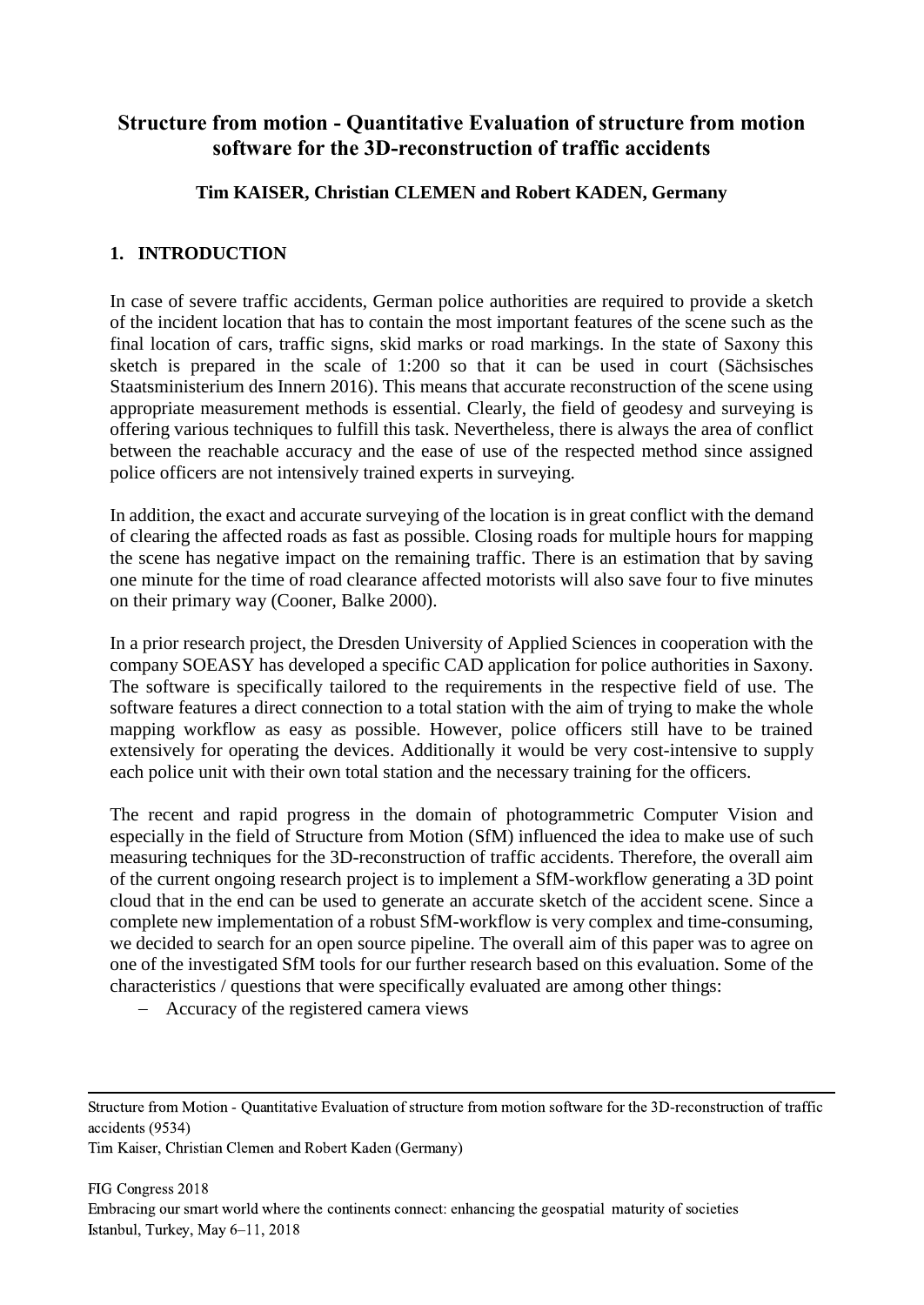# Structure from motion - Quantitative Evaluation of structure from motion software for the 3D-reconstruction of traffic accidents

**Tim KAISER, Christian CLEMEN and Robert KADEN, Germany**

## 1. INTRODUCTION

In case of severe traffic accidents, German police authorities are required to provide a sketch of the incident location that has to contain the most important features of the scene such as the final location of cars, traffic signs, skid marks or road markings. In the state of Saxony this sketch is prepared in the scale of 1:200 so that it can be used in court (Sächsisches Staatsministerium des Innern 2016). This means that accurate reconstruction of the scene using appropriate measurement methods is essential. Clearly, the field of geodesy and surveying is offering various techniques to fulfill this task. Nevertheless, there is always the area of conflict between the reachable accuracy and the ease of use of the respected method since assigned police officers are not intensively trained experts in surveying.

In addition, the exact and accurate surveying of the location is in great conflict with the demand of clearing the affected roads as fast as possible. Closing roads for multiple hours for mapping the scene has negative impact on the remaining traffic. There is an estimation that by saving one minute for the time of road clearance affected motorists will also save four to five minutes on their primary way (Cooner, Balke 2000).

In a prior research project, the Dresden University of Applied Sciences in cooperation with the company SOEASY has developed a specific CAD application for police authorities in Saxony. The software is specifically tailored to the requirements in the respective field of use. The software features a direct connection to a total station with the aim of trying to make the whole mapping workflow as easy as possible. However, police officers still have to be trained extensively for operating the devices. Additionally it would be very cost-intensive to supply each police unit with their own total station and the necessary training for the officers.

The recent and rapid progress in the domain of photogrammetric Computer Vision and especially in the field of Structure from Motion (SfM) influenced the idea to make use of such measuring techniques for the 3D-reconstruction of traffic accidents. Therefore, the overall aim of the current ongoing research project is to implement a SfM-workflow generating a 3D point cloud that in the end can be used to generate an accurate sketch of the accident scene. Since a complete new implementation of a robust SfM-workflow is very complex and time-consuming, we decided to search for an open source pipeline. The overall aim of this paper was to agree on one of the investigated SfM tools for our further research based on this evaluation. Some of the characteristics / questions that were specifically evaluated are among other things:

- Accuracy of the registered camera views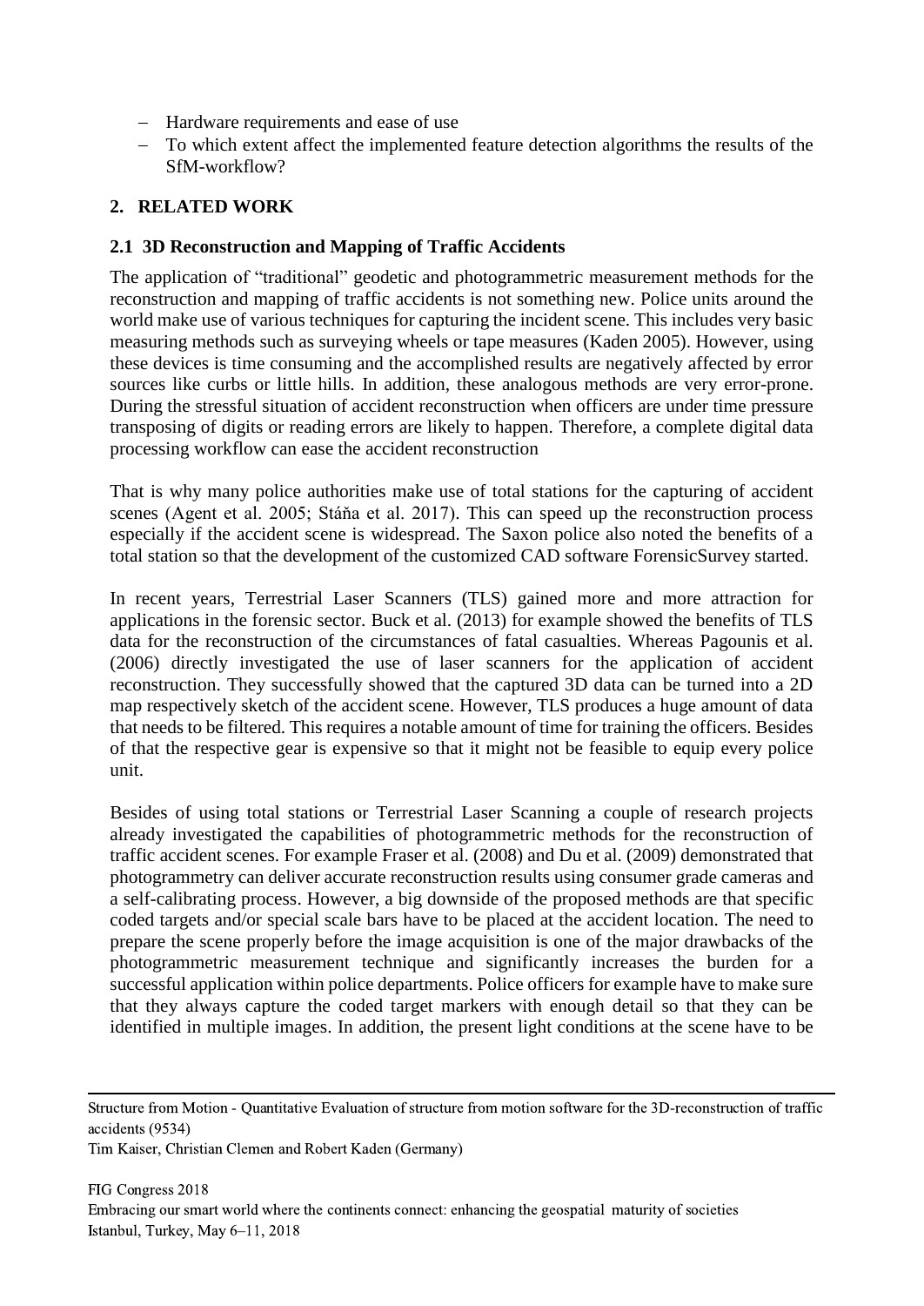- Hardware requirements and ease of use
- To which extent affect the implemented feature detection algorithms the results of the SfM-workflow?

## 2. RELATED WORK

### 2.1 3D Reconstruction and Mapping of Traffic Accidents

The application of "traditional" geodetic and photogrammetric measurement methods for the reconstruction and mapping of traffic accidents is not something new. Police units around the world make use of various techniques for capturing the incident scene. This includes very basic measuring methods such as surveying wheels or tape measures (Kaden 2005). However, using these devices is time consuming and the accomplished results are negatively affected by error sources like curbs or little hills. In addition, these analogous methods are very error-prone. During the stressful situation of accident reconstruction when officers are under time pressure transposing of digits or reading errors are likely to happen. Therefore, a complete digital data processing workflow can ease the accident reconstruction

That is why many police authorities make use of total stations for the capturing of accident scenes (Agent et al. 2005; Stáňa et al. 2017). This can speed up the reconstruction process especially if the accident scene is widespread. The Saxon police also noted the benefits of a total station so that the development of the customized CAD software ForensicSurvey started.

In recent years, Terrestrial Laser Scanners (TLS) gained more and more attraction for applications in the forensic sector. Buck et al. (2013) for example showed the benefits of TLS data for the reconstruction of the circumstances of fatal casualties. Whereas Pagounis et al. (2006) directly investigated the use of laser scanners for the application of accident reconstruction. They successfully showed that the captured 3D data can be turned into a 2D map respectively sketch of the accident scene. However, TLS produces a huge amount of data that needs to be filtered. This requires a notable amount of time for training the officers. Besides of that the respective gear is expensive so that it might not be feasible to equip every police unit.

Besides of using total stations or Terrestrial Laser Scanning a couple of research projects already investigated the capabilities of photogrammetric methods for the reconstruction of traffic accident scenes. For example Fraser et al. (2008) and Du et al. (2009) demonstrated that photogrammetry can deliver accurate reconstruction results using consumer grade cameras and a self-calibrating process. However, a big downside of the proposed methods are that specific coded targets and/or special scale bars have to be placed at the accident location. The need to prepare the scene properly before the image acquisition is one of the major drawbacks of the photogrammetric measurement technique and significantly increases the burden for a successful application within police departments. Police officers for example have to make sure that they always capture the coded target markers with enough detail so that they can be identified in multiple images. In addition, the present light conditions at the scene have to be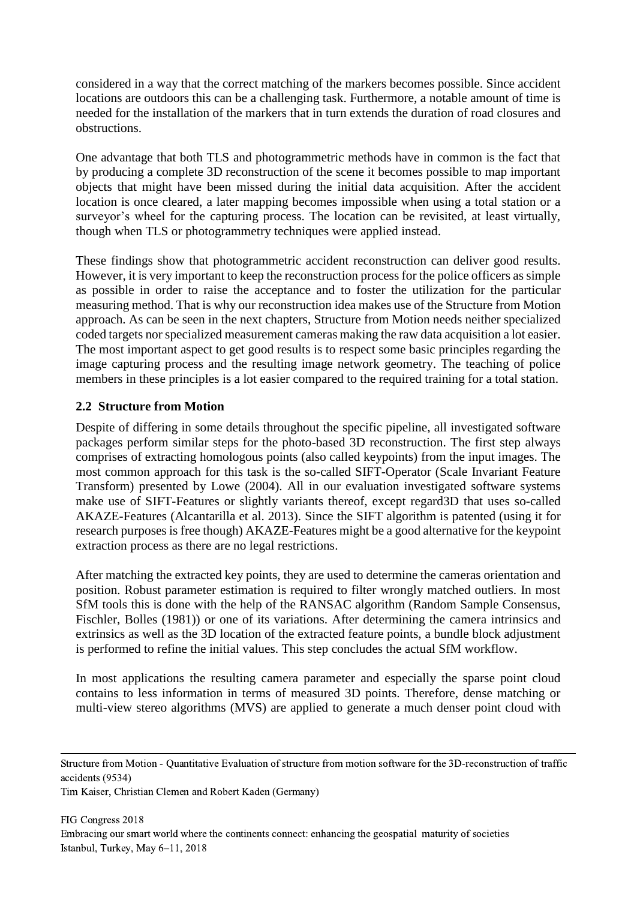considered in a way that the correct matching of the markers becomes possible. Since accident locations are outdoors this can be a challenging task. Furthermore, a notable amount of time is needed for the installation of the markers that in turn extends the duration of road closures and obstructions.

One advantage that both TLS and photogrammetric methods have in common is the fact that by producing a complete 3D reconstruction of the scene it becomes possible to map important objects that might have been missed during the initial data acquisition. After the accident location is once cleared, a later mapping becomes impossible when using a total station or a surveyor's wheel for the capturing process. The location can be revisited, at least virtually, though when TLS or photogrammetry techniques were applied instead.

These findings show that photogrammetric accident reconstruction can deliver good results. However, it is very important to keep the reconstruction process for the police officers as simple as possible in order to raise the acceptance and to foster the utilization for the particular measuring method. That is why our reconstruction idea makes use of the Structure from Motion approach. As can be seen in the next chapters, Structure from Motion needs neither specialized coded targets nor specialized measurement cameras making the raw data acquisition a lot easier. The most important aspect to get good results is to respect some basic principles regarding the image capturing process and the resulting image network geometry. The teaching of police members in these principles is a lot easier compared to the required training for a total station.

## 2.2 Structure from Motion

Despite of differing in some details throughout the specific pipeline, all investigated software packages perform similar steps for the photo-based 3D reconstruction. The first step always comprises of extracting homologous points (also called keypoints) from the input images. The most common approach for this task is the so-called SIFT-Operator (Scale Invariant Feature Transform) presented by Lowe (2004). All in our evaluation investigated software systems make use of SIFT-Features or slightly variants thereof, except regard3D that uses so-called AKAZE-Features (Alcantarilla et al. 2013). Since the SIFT algorithm is patented (using it for research purposes is free though) AKAZE-Features might be a good alternative for the keypoint extraction process as there are no legal restrictions.

After matching the extracted key points, they are used to determine the cameras orientation and position. Robust parameter estimation is required to filter wrongly matched outliers. In most SfM tools this is done with the help of the RANSAC algorithm (Random Sample Consensus, Fischler, Bolles (1981)) or one of its variations. After determining the camera intrinsics and extrinsics as well as the 3D location of the extracted feature points, a bundle block adjustment is performed to refine the initial values. This step concludes the actual SfM workflow.

In most applications the resulting camera parameter and especially the sparse point cloud contains to less information in terms of measured 3D points. Therefore, dense matching or multi-view stereo algorithms (MVS) are applied to generate a much denser point cloud with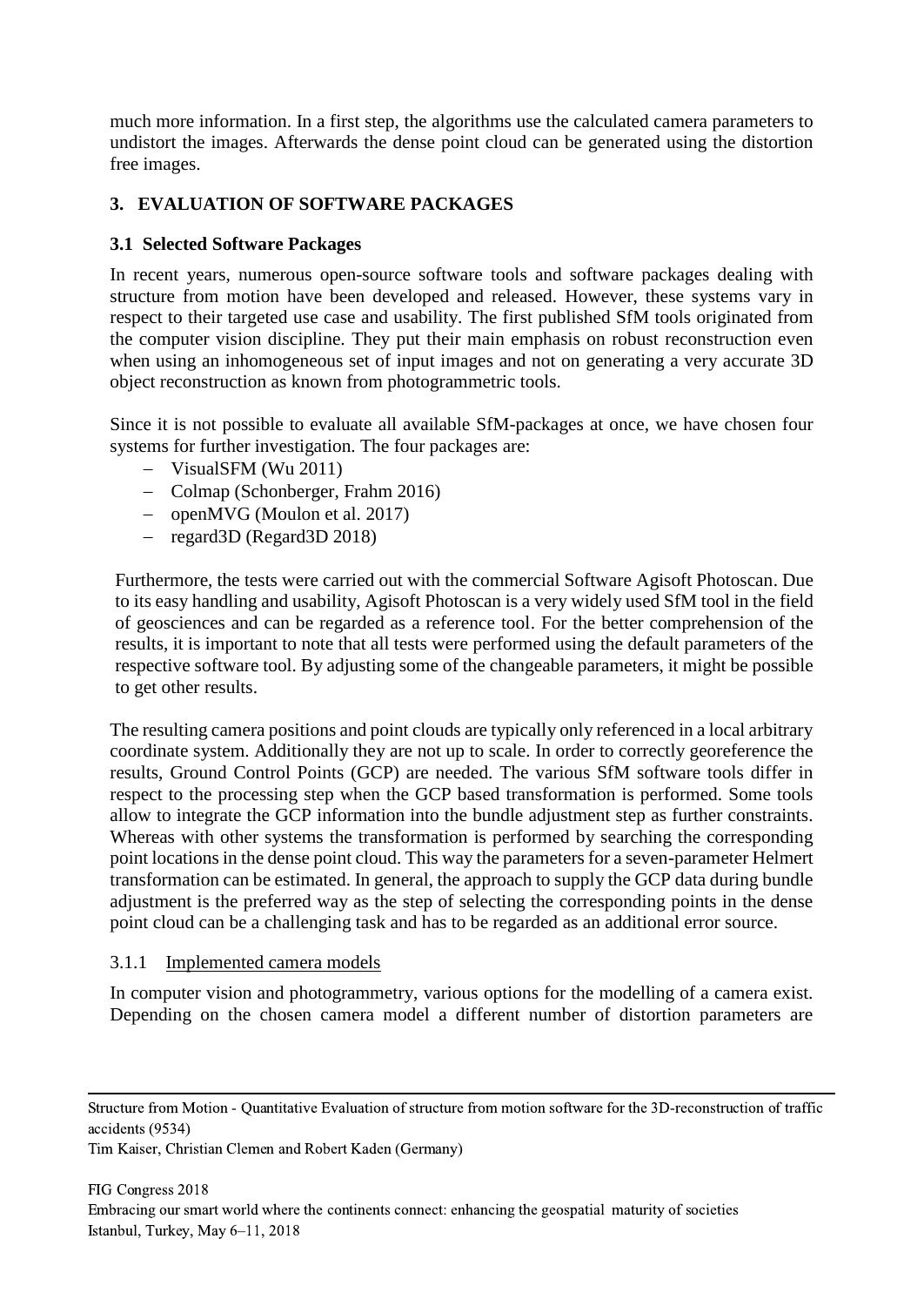much more information. In a first step, the algorithms use the calculated camera parameters to undistort the images. Afterwards the dense point cloud can be generated using the distortion free images.

## 3. EVALUATION OF SOFTWARE PACKAGES

### 3.1 Selected Software Packages

In recent years, numerous open-source software tools and software packages dealing with structure from motion have been developed and released. However, these systems vary in respect to their targeted use case and usability. The first published SfM tools originated from the computer vision discipline. They put their main emphasis on robust reconstruction even when using an inhomogeneous set of input images and not on generating a very accurate 3D object reconstruction as known from photogrammetric tools.

Since it is not possible to evaluate all available SfM-packages at once, we have chosen four systems for further investigation. The four packages are:

- VisualSFM (Wu 2011)
- Colmap (Schonberger, Frahm 2016)
- openMVG (Moulon et al. 2017)
- regard3D (Regard3D 2018)

Furthermore, the tests were carried out with the commercial Software Agisoft Photoscan. Due to its easy handling and usability, Agisoft Photoscan is a very widely used SfM tool in the field of geosciences and can be regarded as a reference tool. For the better comprehension of the results, it is important to note that all tests were performed using the default parameters of the respective software tool. By adjusting some of the changeable parameters, it might be possible to get other results.

The resulting camera positions and point clouds are typically only referenced in a local arbitrary coordinate system. Additionally they are not up to scale. In order to correctly georeference the results, Ground Control Points (GCP) are needed. The various SfM software tools differ in respect to the processing step when the GCP based transformation is performed. Some tools allow to integrate the GCP information into the bundle adjustment step as further constraints. Whereas with other systems the transformation is performed by searching the corresponding point locations in the dense point cloud. This way the parameters for a seven-parameter Helmert transformation can be estimated. In general, the approach to supply the GCP data during bundle adjustment is the preferred way as the step of selecting the corresponding points in the dense point cloud can be a challenging task and has to be regarded as an additional error source.

#### 3.1.1 Implemented camera models

In computer vision and photogrammetry, various options for the modelling of a camera exist. Depending on the chosen camera model a different number of distortion parameters are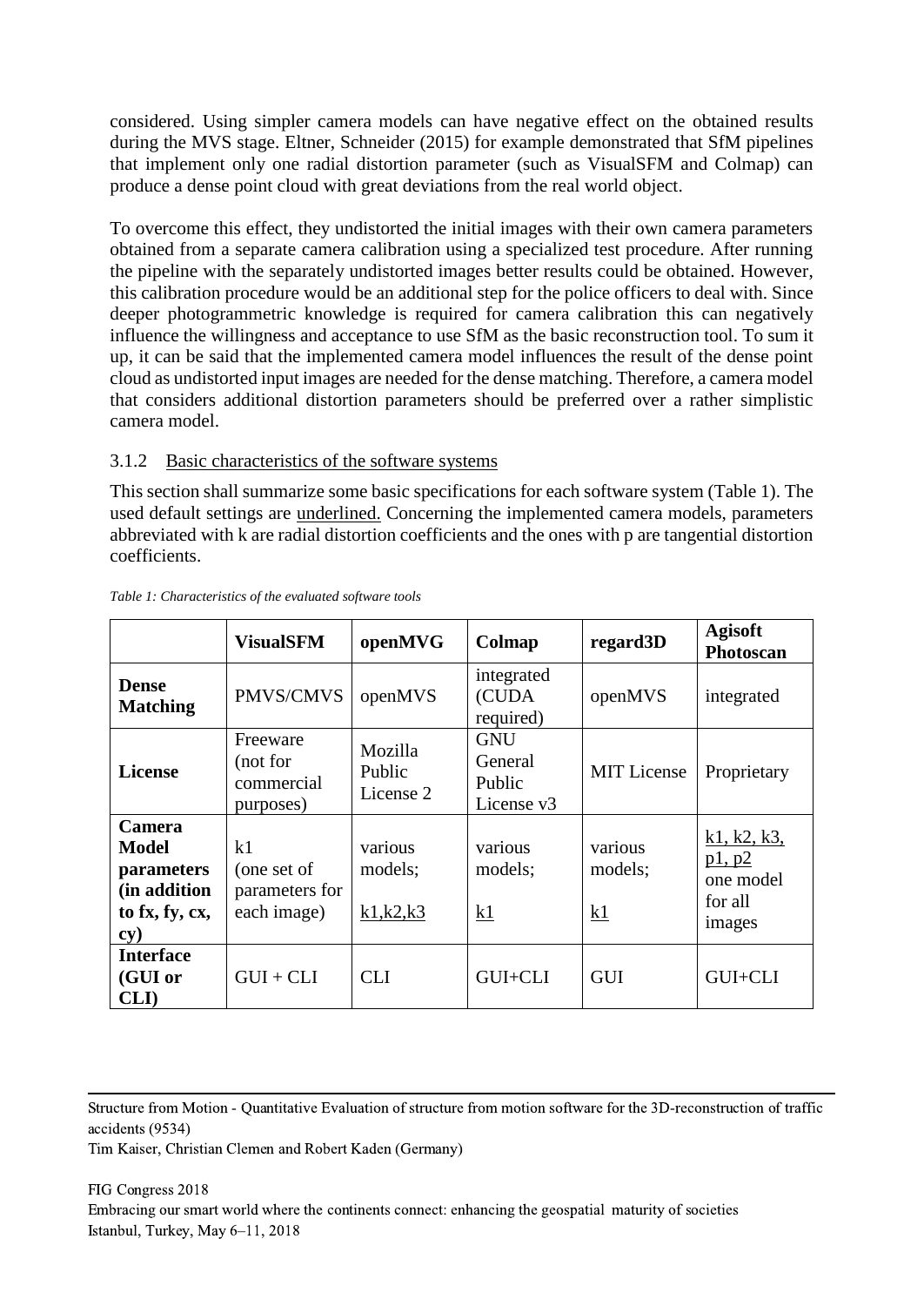considered. Using simpler camera models can have negative effect on the obtained results during the MVS stage. Eltner, Schneider (2015) for example demonstrated that SfM pipelines that implement only one radial distortion parameter (such as VisualSFM and Colmap) can produce a dense point cloud with great deviations from the real world object.

To overcome this effect, they undistorted the initial images with their own camera parameters obtained from a separate camera calibration using a specialized test procedure. After running the pipeline with the separately undistorted images better results could be obtained. However, this calibration procedure would be an additional step for the police officers to deal with. Since deeper photogrammetric knowledge is required for camera calibration this can negatively influence the willingness and acceptance to use SfM as the basic reconstruction tool. To sum it up, it can be said that the implemented camera model influences the result of the dense point cloud as undistorted input images are needed for the dense matching. Therefore, a camera model that considers additional distortion parameters should be preferred over a rather simplistic camera model.

### 3.1.2 Basic characteristics of the software systems

This section shall summarize some basic specifications for each software system (Table 1). The used default settings are underlined. Concerning the implemented camera models, parameters abbreviated with k are radial distortion coefficients and the ones with p are tangential distortion coefficients.

*Table 1: Characteristics of the evaluated software tools*

| | **VisualSFM** | **openMVG** | **Colmap** | **regard3D** | **Agisoft Photoscan** |
|---|---|---|---|---|---|
| **Dense Matching** | PMVS/CMVS | openMVS | integrated (CUDA required) | openMVS | integrated |
| **License** | Freeware (not for commercial purposes) | Mozilla Public License 2 | GNU General Public License v3 | MIT License | Proprietary |
| **Camera Model parameters (in addition to fx, fy, cx, cy)** | k1 (one set of parameters for each image) | various models; k1,k2,k3 | various models; k1 | various models; k1 | k1, k2, k3, p1, p2 one model for all images |
| **Interface (GUI or CLI)** | GUI + CLI | CLI | GUI+CLI | GUI | GUI+CLI |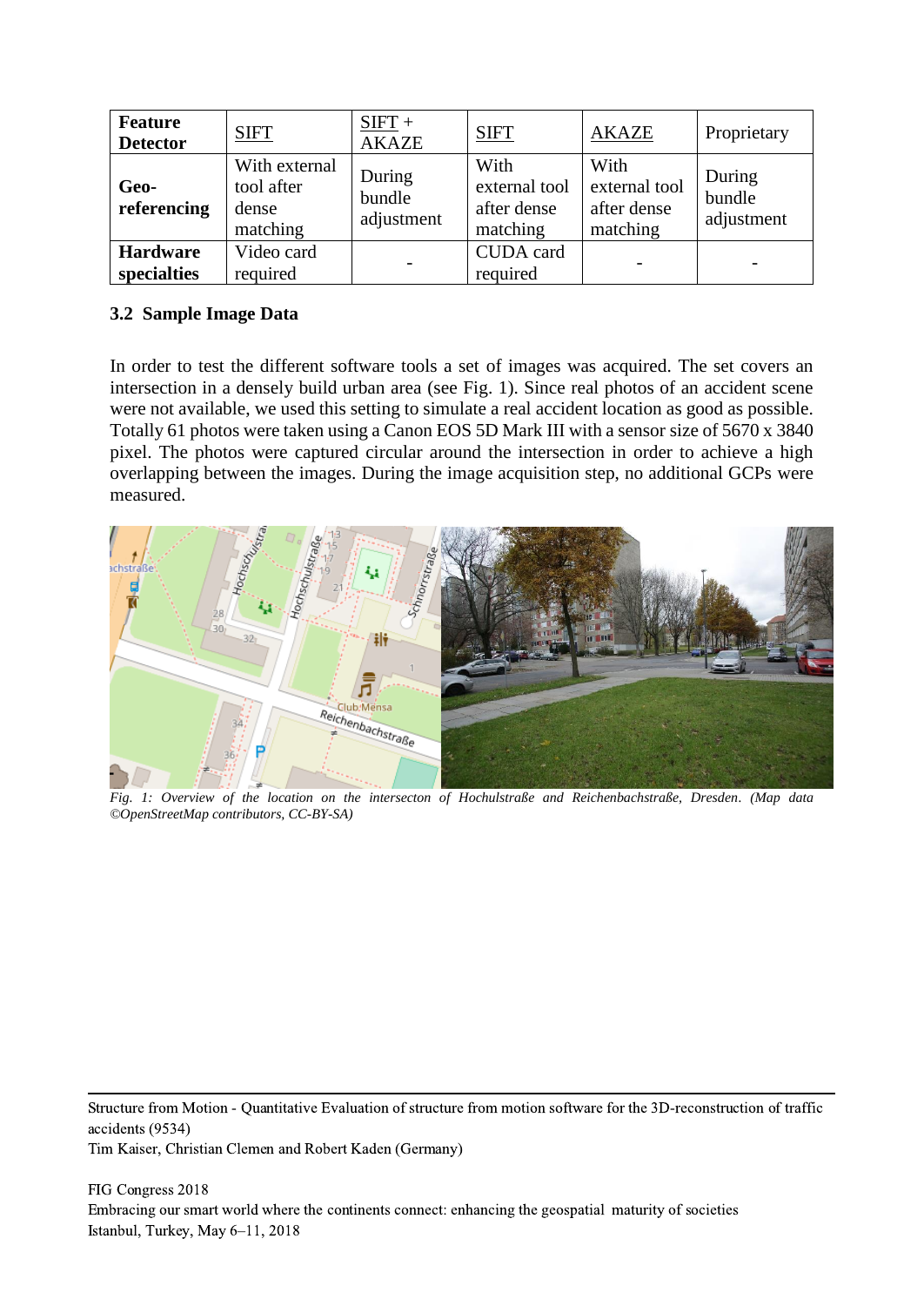| **Feature Detector** | SIFT | SIFT + AKAZE | SIFT | AKAZE | Proprietary |
|---|---|---|---|---|---|
| **Geo-referencing** | With external tool after dense matching | During bundle adjustment | With external tool after dense matching | With external tool after dense matching | During bundle adjustment |
| **Hardware specialties** | Video card required | - | CUDA card required | - | - |

## 3.2 Sample Image Data

In order to test the different software tools a set of images was acquired. The set covers an intersection in a densely build urban area (see Fig. 1). Since real photos of an accident scene were not available, we used this setting to simulate a real accident location as good as possible. Totally 61 photos were taken using a Canon EOS 5D Mark III with a sensor size of 5670 x 3840 pixel. The photos were captured circular around the intersection in order to achieve a high overlapping between the images. During the image acquisition step, no additional GCPs were measured.

*Fig. 1: Overview of the location on the intersecton of Hochulstraße and Reichenbachstraße, Dresden. (Map data ©OpenStreetMap contributors, CC-BY-SA)*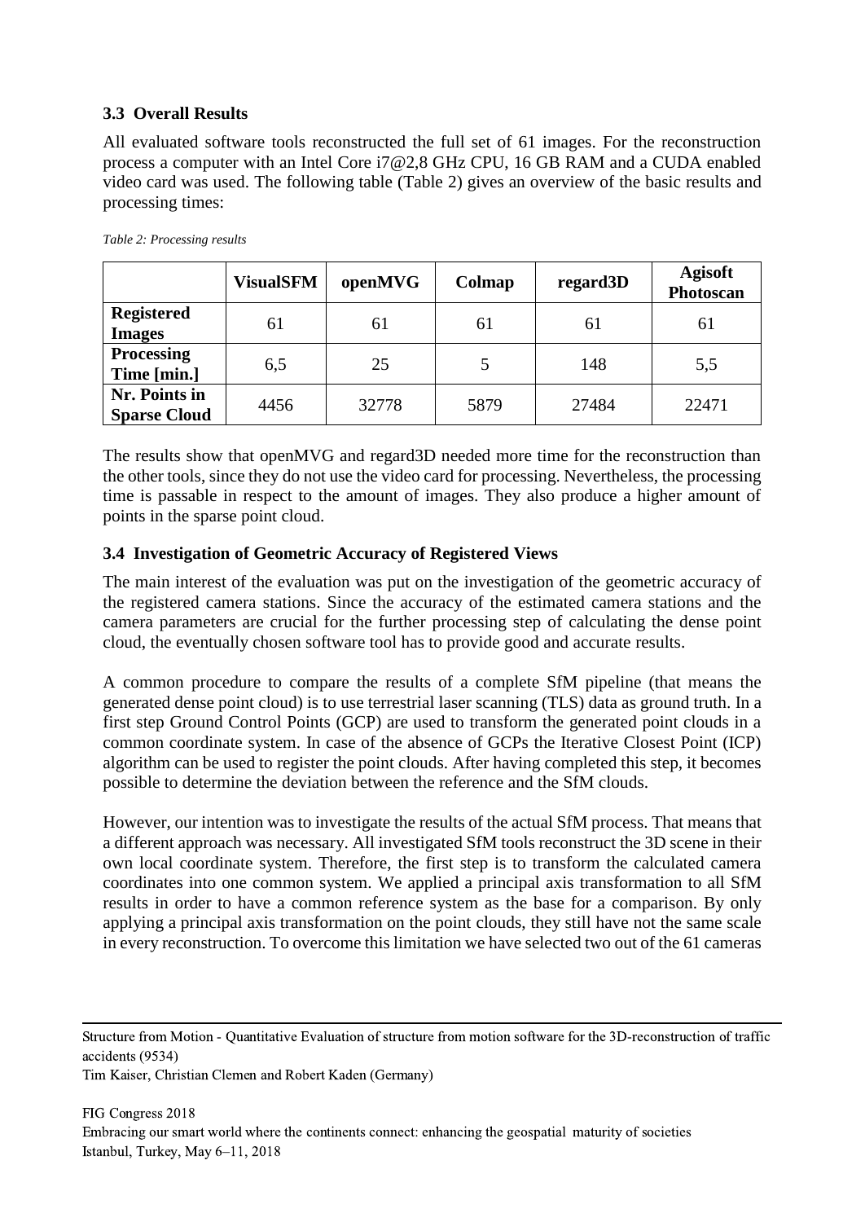### 3.3 Overall Results

All evaluated software tools reconstructed the full set of 61 images. For the reconstruction process a computer with an Intel Core i7@2,8 GHz CPU, 16 GB RAM and a CUDA enabled video card was used. The following table (Table 2) gives an overview of the basic results and processing times:

*Table 2: Processing results*

| | **VisualSFM** | **openMVG** | **Colmap** | **regard3D** | **Agisoft Photoscan** |
|---|---|---|---|---|---|
| **Registered Images** | 61 | 61 | 61 | 61 | 61 |
| **Processing Time [min.]** | 6,5 | 25 | 5 | 148 | 5,5 |
| **Nr. Points in Sparse Cloud** | 4456 | 32778 | 5879 | 27484 | 22471 |

The results show that openMVG and regard3D needed more time for the reconstruction than the other tools, since they do not use the video card for processing. Nevertheless, the processing time is passable in respect to the amount of images. They also produce a higher amount of points in the sparse point cloud.

### 3.4 Investigation of Geometric Accuracy of Registered Views

The main interest of the evaluation was put on the investigation of the geometric accuracy of the registered camera stations. Since the accuracy of the estimated camera stations and the camera parameters are crucial for the further processing step of calculating the dense point cloud, the eventually chosen software tool has to provide good and accurate results.

A common procedure to compare the results of a complete SfM pipeline (that means the generated dense point cloud) is to use terrestrial laser scanning (TLS) data as ground truth. In a first step Ground Control Points (GCP) are used to transform the generated point clouds in a common coordinate system. In case of the absence of GCPs the Iterative Closest Point (ICP) algorithm can be used to register the point clouds. After having completed this step, it becomes possible to determine the deviation between the reference and the SfM clouds.

However, our intention was to investigate the results of the actual SfM process. That means that a different approach was necessary. All investigated SfM tools reconstruct the 3D scene in their own local coordinate system. Therefore, the first step is to transform the calculated camera coordinates into one common system. We applied a principal axis transformation to all SfM results in order to have a common reference system as the base for a comparison. By only applying a principal axis transformation on the point clouds, they still have not the same scale in every reconstruction. To overcome this limitation we have selected two out of the 61 cameras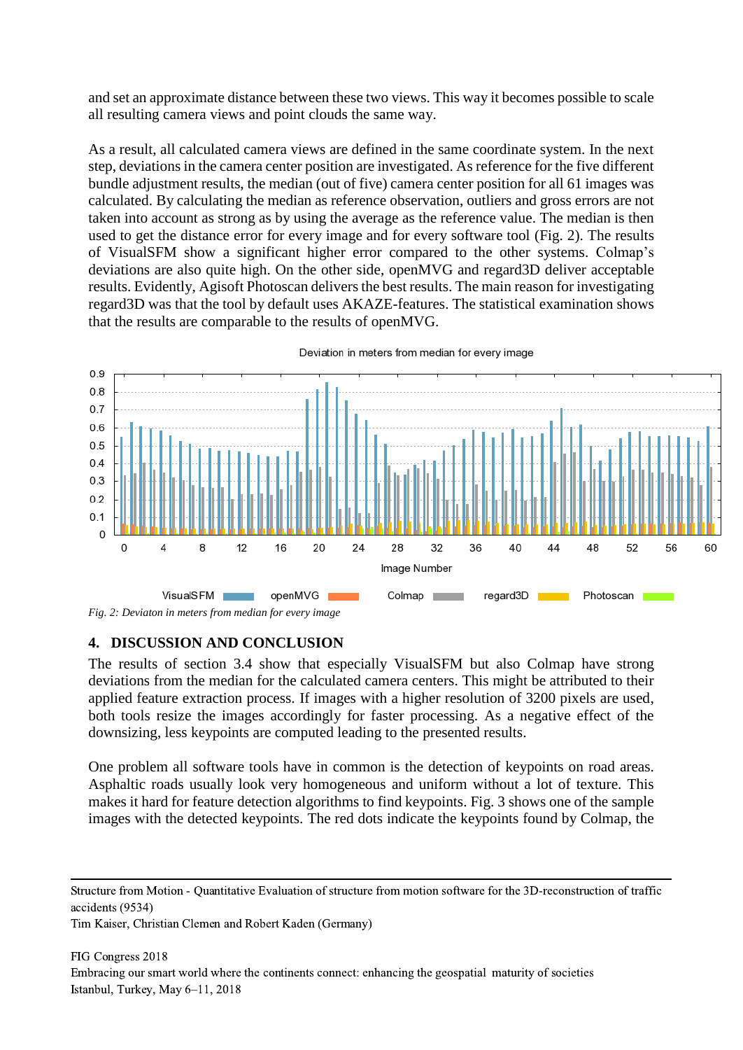and set an approximate distance between these two views. This way it becomes possible to scale all resulting camera views and point clouds the same way.

As a result, all calculated camera views are defined in the same coordinate system. In the next step, deviations in the camera center position are investigated. As reference for the five different bundle adjustment results, the median (out of five) camera center position for all 61 images was calculated. By calculating the median as reference observation, outliers and gross errors are not taken into account as strong as by using the average as the reference value. The median is then used to get the distance error for every image and for every software tool (Fig. 2). The results of VisualSFM show a significant higher error compared to the other systems. Colmap's deviations are also quite high. On the other side, openMVG and regard3D deliver acceptable results. Evidently, Agisoft Photoscan delivers the best results. The main reason for investigating regard3D was that the tool by default uses AKAZE-features. The statistical examination shows that the results are comparable to the results of openMVG.

*Fig. 2: Deviaton in meters from median for every image*

## 4. DISCUSSION AND CONCLUSION

The results of section 3.4 show that especially VisualSFM but also Colmap have strong deviations from the median for the calculated camera centers. This might be attributed to their applied feature extraction process. If images with a higher resolution of 3200 pixels are used, both tools resize the images accordingly for faster processing. As a negative effect of the downsizing, less keypoints are computed leading to the presented results.

One problem all software tools have in common is the detection of keypoints on road areas. Asphaltic roads usually look very homogeneous and uniform without a lot of texture. This makes it hard for feature detection algorithms to find keypoints. Fig. 3 shows one of the sample images with the detected keypoints. The red dots indicate the keypoints found by Colmap, the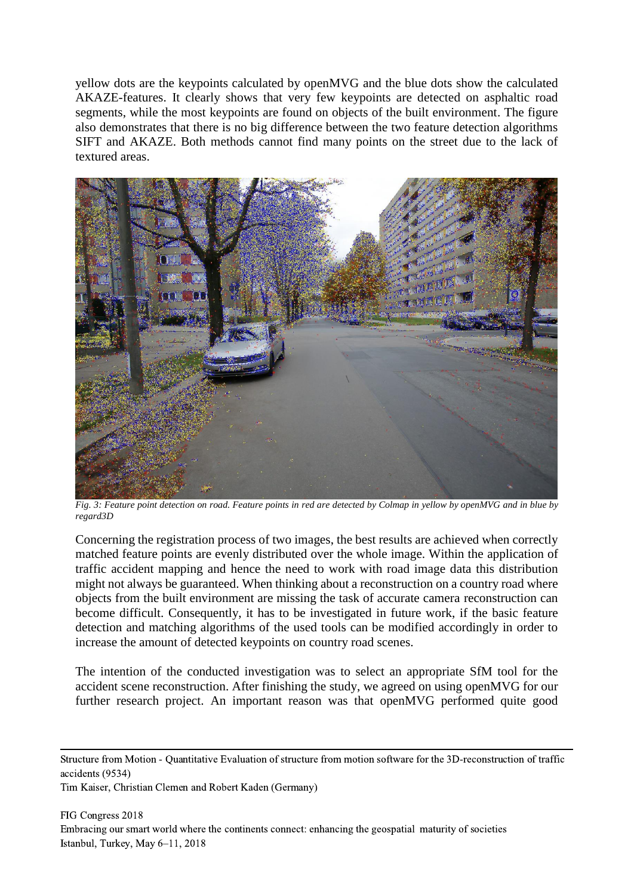yellow dots are the keypoints calculated by openMVG and the blue dots show the calculated AKAZE-features. It clearly shows that very few keypoints are detected on asphaltic road segments, while the most keypoints are found on objects of the built environment. The figure also demonstrates that there is no big difference between the two feature detection algorithms SIFT and AKAZE. Both methods cannot find many points on the street due to the lack of textured areas.

*Fig. 3: Feature point detection on road. Feature points in red are detected by Colmap in yellow by openMVG and in blue by regard3D*

Concerning the registration process of two images, the best results are achieved when correctly matched feature points are evenly distributed over the whole image. Within the application of traffic accident mapping and hence the need to work with road image data this distribution might not always be guaranteed. When thinking about a reconstruction on a country road where objects from the built environment are missing the task of accurate camera reconstruction can become difficult. Consequently, it has to be investigated in future work, if the basic feature detection and matching algorithms of the used tools can be modified accordingly in order to increase the amount of detected keypoints on country road scenes.

The intention of the conducted investigation was to select an appropriate SfM tool for the accident scene reconstruction. After finishing the study, we agreed on using openMVG for our further research project. An important reason was that openMVG performed quite good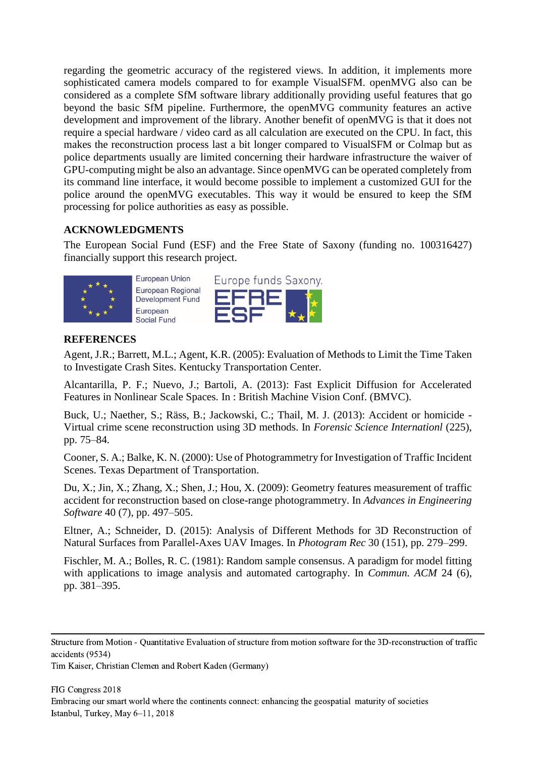regarding the geometric accuracy of the registered views. In addition, it implements more sophisticated camera models compared to for example VisualSFM. openMVG also can be considered as a complete SfM software library additionally providing useful features that go beyond the basic SfM pipeline. Furthermore, the openMVG community features an active development and improvement of the library. Another benefit of openMVG is that it does not require a special hardware / video card as all calculation are executed on the CPU. In fact, this makes the reconstruction process last a bit longer compared to VisualSFM or Colmap but as police departments usually are limited concerning their hardware infrastructure the waiver of GPU-computing might be also an advantage. Since openMVG can be operated completely from its command line interface, it would become possible to implement a customized GUI for the police around the openMVG executables. This way it would be ensured to keep the SfM processing for police authorities as easy as possible.

## ACKNOWLEDGMENTS

The European Social Fund (ESF) and the Free State of Saxony (funding no. 100316427) financially support this research project.

European Union
European Regional Development Fund
European Social Fund

Europe funds Saxony.
EFRE
ESF

## REFERENCES

Agent, J.R.; Barrett, M.L.; Agent, K.R. (2005): Evaluation of Methods to Limit the Time Taken to Investigate Crash Sites. Kentucky Transportation Center.

Alcantarilla, P. F.; Nuevo, J.; Bartoli, A. (2013): Fast Explicit Diffusion for Accelerated Features in Nonlinear Scale Spaces. In : British Machine Vision Conf. (BMVC).

Buck, U.; Naether, S.; Räss, B.; Jackowski, C.; Thail, M. J. (2013): Accident or homicide - Virtual crime scene reconstruction using 3D methods. In *Forensic Science Internationl* (225), pp. 75–84.

Cooner, S. A.; Balke, K. N. (2000): Use of Photogrammetry for Investigation of Traffic Incident Scenes. Texas Department of Transportation.

Du, X.; Jin, X.; Zhang, X.; Shen, J.; Hou, X. (2009): Geometry features measurement of traffic accident for reconstruction based on close-range photogrammetry. In *Advances in Engineering Software* 40 (7), pp. 497–505.

Eltner, A.; Schneider, D. (2015): Analysis of Different Methods for 3D Reconstruction of Natural Surfaces from Parallel-Axes UAV Images. In *Photogram Rec* 30 (151), pp. 279–299.

Fischler, M. A.; Bolles, R. C. (1981): Random sample consensus. A paradigm for model fitting with applications to image analysis and automated cartography. In *Commun. ACM* 24 (6), pp. 381–395.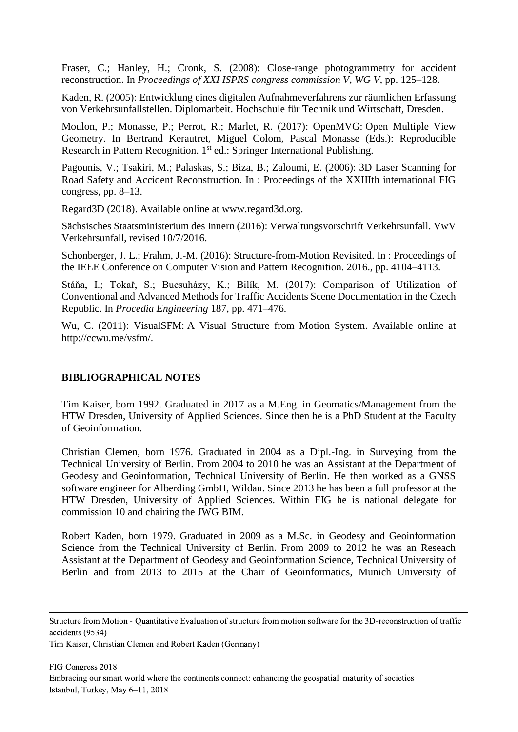Fraser, C.; Hanley, H.; Cronk, S. (2008): Close-range photogrammetry for accident reconstruction. In *Proceedings of XXI ISPRS congress commission V, WG V*, pp. 125–128.

Kaden, R. (2005): Entwicklung eines digitalen Aufnahmeverfahrens zur räumlichen Erfassung von Verkehrsunfallstellen. Diplomarbeit. Hochschule für Technik und Wirtschaft, Dresden.

Moulon, P.; Monasse, P.; Perrot, R.; Marlet, R. (2017): OpenMVG: Open Multiple View Geometry. In Bertrand Kerautret, Miguel Colom, Pascal Monasse (Eds.): Reproducible Research in Pattern Recognition. 1st ed.: Springer International Publishing.

Pagounis, V.; Tsakiri, M.; Palaskas, S.; Biza, B.; Zaloumi, E. (2006): 3D Laser Scanning for Road Safety and Accident Reconstruction. In : Proceedings of the XXIIIth international FIG congress, pp. 8–13.

Regard3D (2018). Available online at www.regard3d.org.

Sächsisches Staatsministerium des Innern (2016): Verwaltungsvorschrift Verkehrsunfall. VwV Verkehrsunfall, revised 10/7/2016.

Schonberger, J. L.; Frahm, J.-M. (2016): Structure-from-Motion Revisited. In : Proceedings of the IEEE Conference on Computer Vision and Pattern Recognition. 2016., pp. 4104–4113.

Stáňa, I.; Tokař, S.; Bucsuházy, K.; Bilík, M. (2017): Comparison of Utilization of Conventional and Advanced Methods for Traffic Accidents Scene Documentation in the Czech Republic. In *Procedia Engineering* 187, pp. 471–476.

Wu, C. (2011): VisualSFM: A Visual Structure from Motion System. Available online at http://ccwu.me/vsfm/.

## BIBLIOGRAPHICAL NOTES

Tim Kaiser, born 1992. Graduated in 2017 as a M.Eng. in Geomatics/Management from the HTW Dresden, University of Applied Sciences. Since then he is a PhD Student at the Faculty of Geoinformation.

Christian Clemen, born 1976. Graduated in 2004 as a Dipl.-Ing. in Surveying from the Technical University of Berlin. From 2004 to 2010 he was an Assistant at the Department of Geodesy and Geoinformation, Technical University of Berlin. He then worked as a GNSS software engineer for Alberding GmbH, Wildau. Since 2013 he has been a full professor at the HTW Dresden, University of Applied Sciences. Within FIG he is national delegate for commission 10 and chairing the JWG BIM.

Robert Kaden, born 1979. Graduated in 2009 as a M.Sc. in Geodesy and Geoinformation Science from the Technical University of Berlin. From 2009 to 2012 he was an Reseach Assistant at the Department of Geodesy and Geoinformation Science, Technical University of Berlin and from 2013 to 2015 at the Chair of Geoinformatics, Munich University of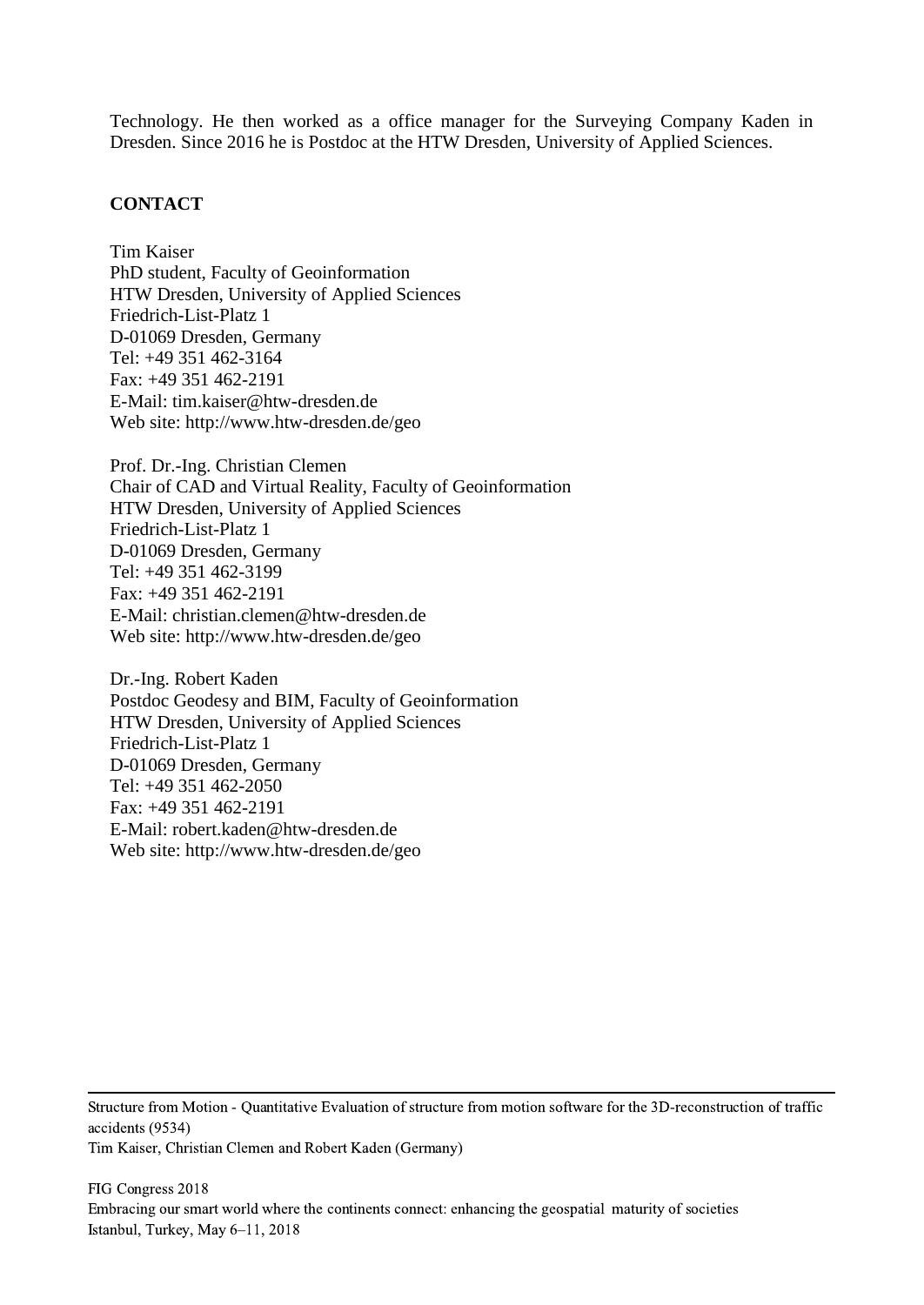Technology. He then worked as a office manager for the Surveying Company Kaden in Dresden. Since 2016 he is Postdoc at the HTW Dresden, University of Applied Sciences.

## CONTACT

Tim Kaiser
PhD student, Faculty of Geoinformation
HTW Dresden, University of Applied Sciences
Friedrich-List-Platz 1
D-01069 Dresden, Germany
Tel: +49 351 462-3164
Fax: +49 351 462-2191
E-Mail: tim.kaiser@htw-dresden.de
Web site: http://www.htw-dresden.de/geo

Prof. Dr.-Ing. Christian Clemen
Chair of CAD and Virtual Reality, Faculty of Geoinformation
HTW Dresden, University of Applied Sciences
Friedrich-List-Platz 1
D-01069 Dresden, Germany
Tel: +49 351 462-3199
Fax: +49 351 462-2191
E-Mail: christian.clemen@htw-dresden.de
Web site: http://www.htw-dresden.de/geo

Dr.-Ing. Robert Kaden
Postdoc Geodesy and BIM, Faculty of Geoinformation
HTW Dresden, University of Applied Sciences
Friedrich-List-Platz 1
D-01069 Dresden, Germany
Tel: +49 351 462-2050
Fax: +49 351 462-2191
E-Mail: robert.kaden@htw-dresden.de
Web site: http://www.htw-dresden.de/geo